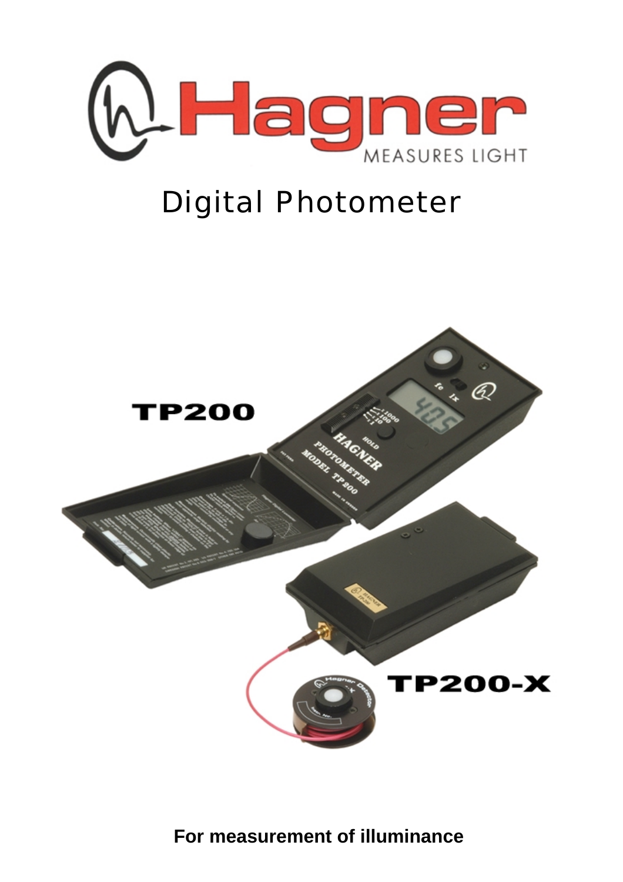# Hagner

MEASURES LIGHT

## Digital Photometer

**TP200**

**TP200-X**

**For measurement of illuminance**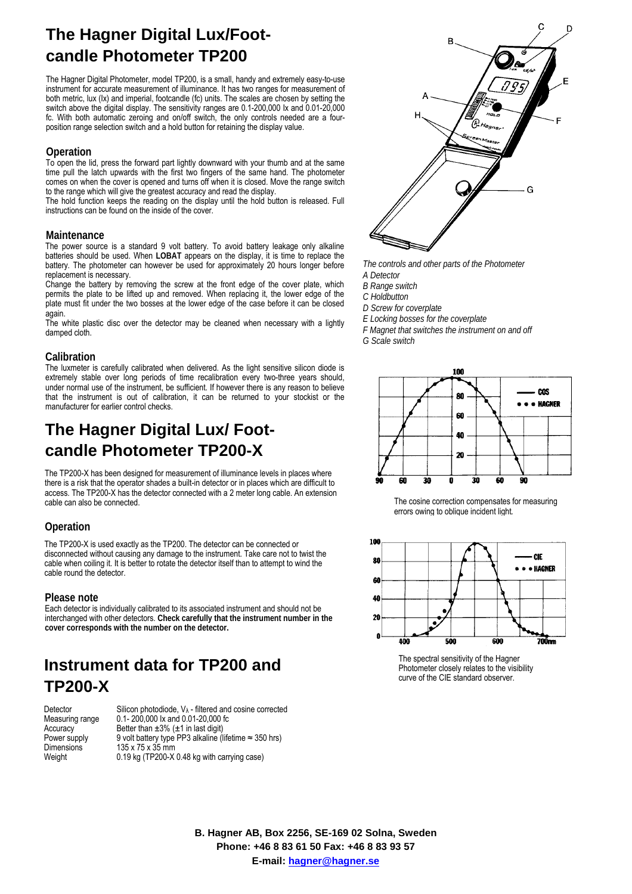# The Hagner Digital Lux/Foot-candle Photometer TP200

The Hagner Digital Photometer, model TP200, is a small, handy and extremely easy-to-use instrument for accurate measurement of illuminance. It has two ranges for measurement of both metric, lux (lx) and imperial, footcandle (fc) units. The scales are chosen by setting the switch above the digital display. The sensitivity ranges are 0.1-200,000 lx and 0.01-20,000 fc. With both automatic zeroing and on/off switch, the only controls needed are a four-position range selection switch and a hold button for retaining the display value.

## Operation

To open the lid, press the forward part lightly downward with your thumb and at the same time pull the latch upwards with the first two fingers of the same hand. The photometer comes on when the cover is opened and turns off when it is closed. Move the range switch to the range which will give the greatest accuracy and read the display.

The hold function keeps the reading on the display until the hold button is released. Full instructions can be found on the inside of the cover.

## Maintenance

The power source is a standard 9 volt battery. To avoid battery leakage only alkaline batteries should be used. When **LOBAT** appears on the display, it is time to replace the battery. The photometer can however be used for approximately 20 hours longer before replacement is necessary.

Change the battery by removing the screw at the front edge of the cover plate, which permits the plate to be lifted up and removed. When replacing it, the lower edge of the plate must fit under the two bosses at the lower edge of the case before it can be closed again.

The white plastic disc over the detector may be cleaned when necessary with a lightly damped cloth.

## Calibration

The luxmeter is carefully calibrated when delivered. As the light sensitive silicon diode is extremely stable over long periods of time recalibration every two-three years should, under normal use of the instrument, be sufficient. If however there is any reason to believe that the instrument is out of calibration, it can be returned to your stockist or the manufacturer for earlier control checks.

B
C
D
E
A
H
F
G
LUX
cd/m²
095
HOLD
Hagner
ScreenMaster

*The controls and other parts of the Photometer*

*A Detector*

*B Range switch*

*C Holdbutton*

*D Screw for coverplate*

*E Locking bosses for the coverplate*

*F Magnet that switches the instrument on and off*

*G Scale switch*

100
80
60
40
20
90 60 30 0 30 60 90
COS
HAGNER

The cosine correction compensates for measuring errors owing to oblique incident light.

100
80
60
40
20
0
400 500 600 700nm
CIE
HAGNER

The spectral sensitivity of the Hagner Photometer closely relates to the visibility curve of the CIE standard observer.

# The Hagner Digital Lux/ Foot-candle Photometer TP200-X

The TP200-X has been designed for measurement of illuminance levels in places where there is a risk that the operator shades a built-in detector or in places which are difficult to access. The TP200-X has the detector connected with a 2 meter long cable. An extension cable can also be connected.

## Operation

The TP200-X is used exactly as the TP200. The detector can be connected or disconnected without causing any damage to the instrument. Take care not to twist the cable when coiling it. It is better to rotate the detector itself than to attempt to wind the cable round the detector.

## Please note

Each detector is individually calibrated to its associated instrument and should not be interchanged with other detectors. **Check carefully that the instrument number in the cover corresponds with the number on the detector.**

# Instrument data for TP200 and TP200-X

| | |
|---|---|
| Detector | Silicon photodiode, $V_\lambda$ - filtered and cosine corrected |
| Measuring range | 0.1- 200,000 lx and 0.01-20,000 fc |
| Accuracy | Better than ±3% (±1 in last digit) |
| Power supply | 9 volt battery type PP3 alkaline (lifetime ≈ 350 hrs) |
| Dimensions | 135 x 75 x 35 mm |
| Weight | 0.19 kg (TP200-X 0.48 kg with carrying case) |

**B. Hagner AB, Box 2256, SE-169 02 Solna, Sweden**
**Phone: +46 8 83 61 50 Fax: +46 8 83 93 57**
**E-mail: hagner@hagner.se**